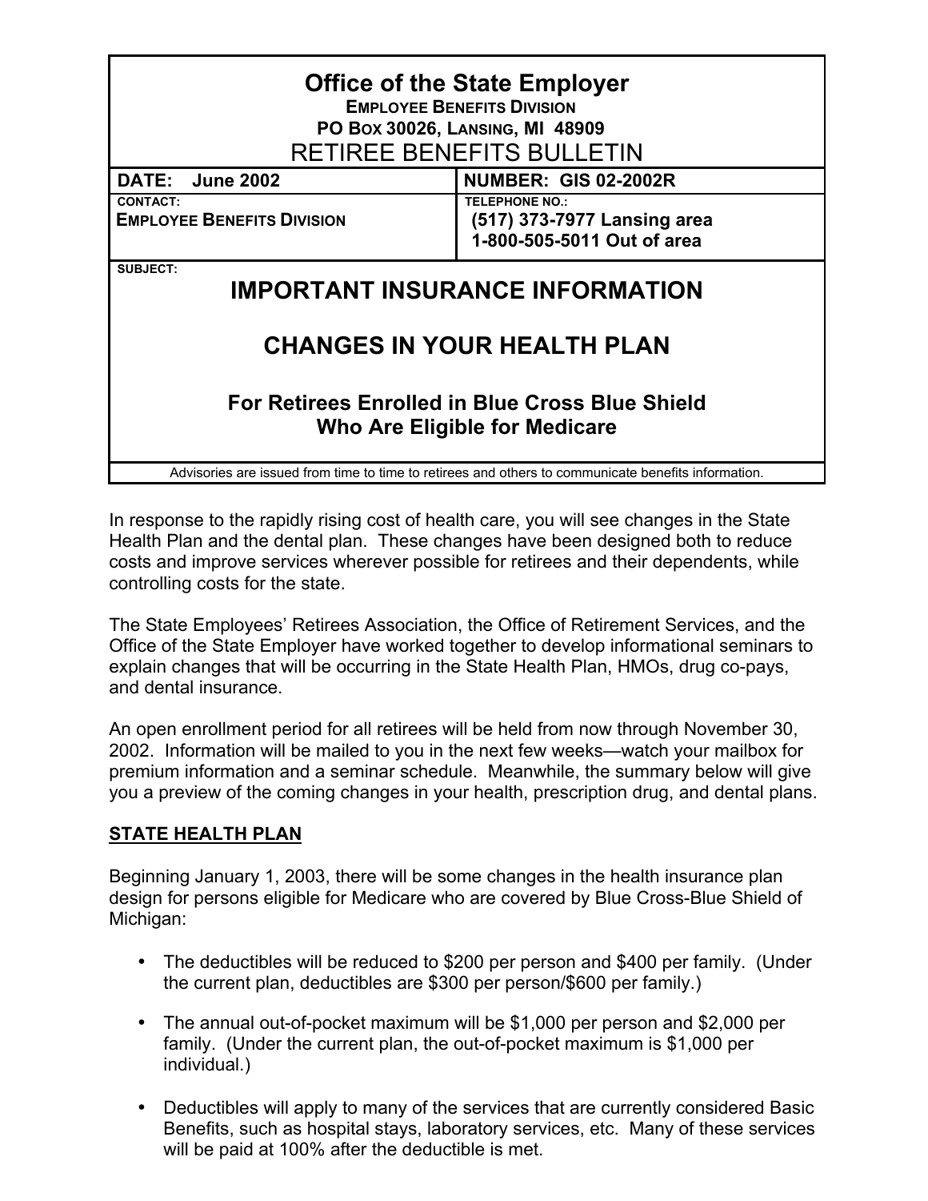# Office of the State Employer

**EMPLOYEE BENEFITS DIVISION**
**PO BOX 30026, LANSING, MI 48909**

## RETIREE BENEFITS BULLETIN

| DATE: June 2002 | NUMBER: GIS 02-2002R |
|---|---|
| CONTACT:<br>**EMPLOYEE BENEFITS DIVISION** | TELEPHONE NO.:<br>**(517) 373-7977 Lansing area**<br>**1-800-505-5011 Out of area** |

SUBJECT:

## IMPORTANT INSURANCE INFORMATION

## CHANGES IN YOUR HEALTH PLAN

### For Retirees Enrolled in Blue Cross Blue Shield Who Are Eligible for Medicare

Advisories are issued from time to time to retirees and others to communicate benefits information.

In response to the rapidly rising cost of health care, you will see changes in the State Health Plan and the dental plan. These changes have been designed both to reduce costs and improve services wherever possible for retirees and their dependents, while controlling costs for the state.

The State Employees' Retirees Association, the Office of Retirement Services, and the Office of the State Employer have worked together to develop informational seminars to explain changes that will be occurring in the State Health Plan, HMOs, drug co-pays, and dental insurance.

An open enrollment period for all retirees will be held from now through November 30, 2002. Information will be mailed to you in the next few weeks—watch your mailbox for premium information and a seminar schedule. Meanwhile, the summary below will give you a preview of the coming changes in your health, prescription drug, and dental plans.

**<u>STATE HEALTH PLAN</u>**

Beginning January 1, 2003, there will be some changes in the health insurance plan design for persons eligible for Medicare who are covered by Blue Cross-Blue Shield of Michigan:

- The deductibles will be reduced to $200 per person and $400 per family. (Under the current plan, deductibles are $300 per person/$600 per family.)
- The annual out-of-pocket maximum will be $1,000 per person and $2,000 per family. (Under the current plan, the out-of-pocket maximum is $1,000 per individual.)
- Deductibles will apply to many of the services that are currently considered Basic Benefits, such as hospital stays, laboratory services, etc. Many of these services will be paid at 100% after the deductible is met.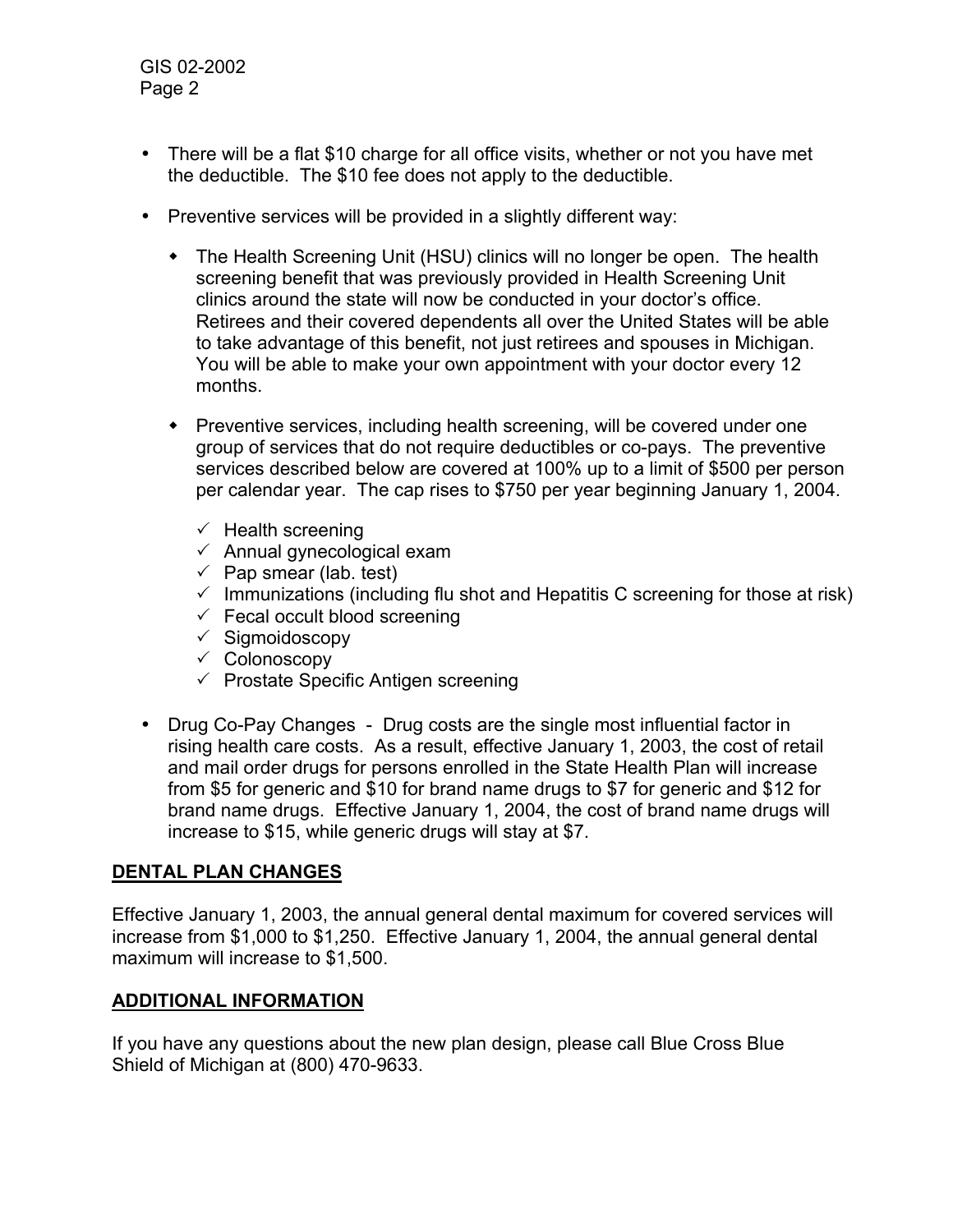- There will be a flat $10 charge for all office visits, whether or not you have met the deductible. The $10 fee does not apply to the deductible.

- Preventive services will be provided in a slightly different way:

  - The Health Screening Unit (HSU) clinics will no longer be open. The health screening benefit that was previously provided in Health Screening Unit clinics around the state will now be conducted in your doctor's office. Retirees and their covered dependents all over the United States will be able to take advantage of this benefit, not just retirees and spouses in Michigan. You will be able to make your own appointment with your doctor every 12 months.

  - Preventive services, including health screening, will be covered under one group of services that do not require deductibles or co-pays. The preventive services described below are covered at 100% up to a limit of $500 per person per calendar year. The cap rises to $750 per year beginning January 1, 2004.

    - ✓ Health screening
    - ✓ Annual gynecological exam
    - ✓ Pap smear (lab. test)
    - ✓ Immunizations (including flu shot and Hepatitis C screening for those at risk)
    - ✓ Fecal occult blood screening
    - ✓ Sigmoidoscopy
    - ✓ Colonoscopy
    - ✓ Prostate Specific Antigen screening

- Drug Co-Pay Changes - Drug costs are the single most influential factor in rising health care costs. As a result, effective January 1, 2003, the cost of retail and mail order drugs for persons enrolled in the State Health Plan will increase from $5 for generic and $10 for brand name drugs to $7 for generic and $12 for brand name drugs. Effective January 1, 2004, the cost of brand name drugs will increase to $15, while generic drugs will stay at $7.

## DENTAL PLAN CHANGES

Effective January 1, 2003, the annual general dental maximum for covered services will increase from $1,000 to $1,250. Effective January 1, 2004, the annual general dental maximum will increase to $1,500.

## ADDITIONAL INFORMATION

If you have any questions about the new plan design, please call Blue Cross Blue Shield of Michigan at (800) 470-9633.